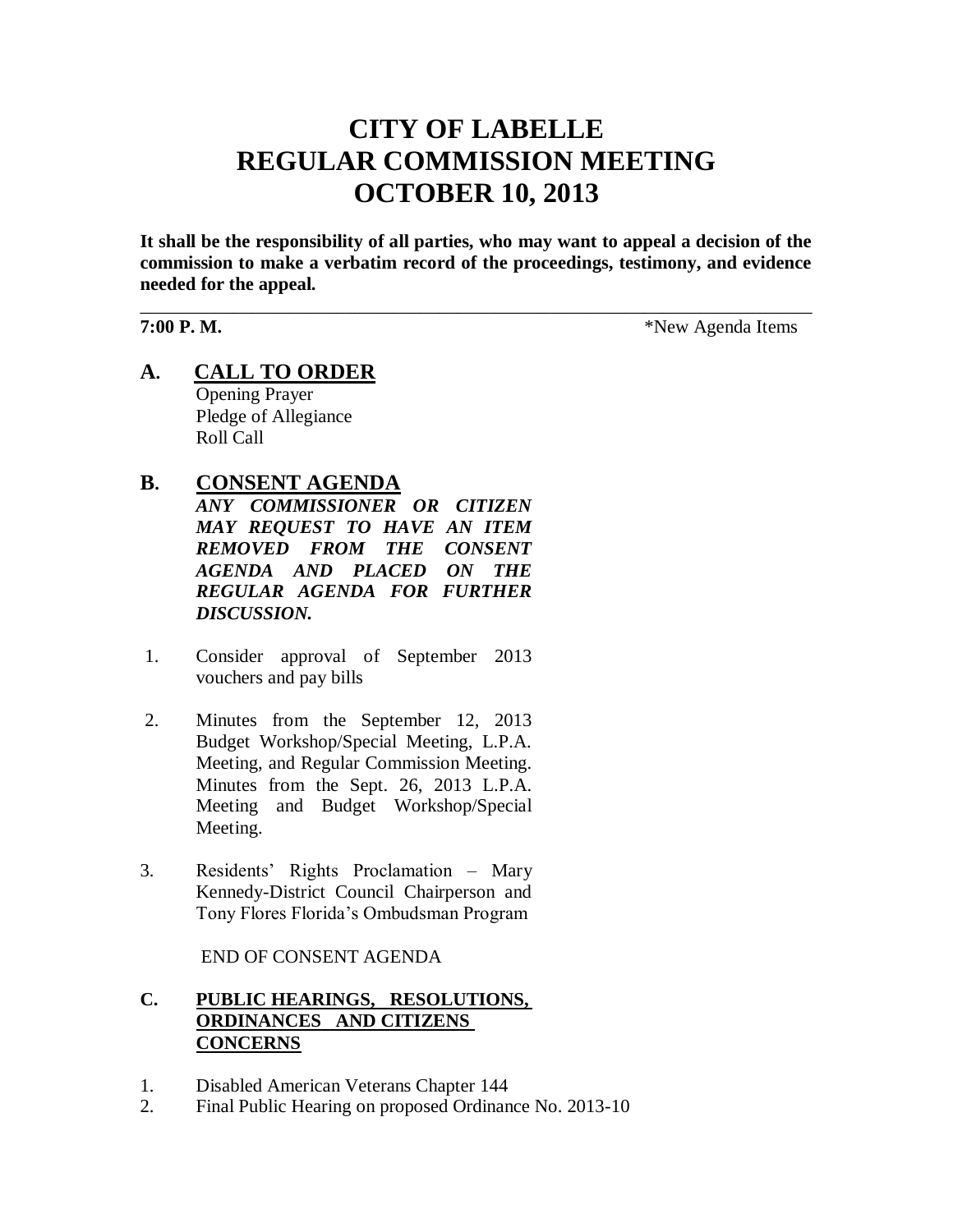# CITY OF LABELLE
# REGULAR COMMISSION MEETING
# OCTOBER 10, 2013

**It shall be the responsibility of all parties, who may want to appeal a decision of the commission to make a verbatim record of the proceedings, testimony, and evidence needed for the appeal.**

---

**7:00 P. M.** *New Agenda Items

## A. CALL TO ORDER

Opening Prayer
Pledge of Allegiance
Roll Call

## B. CONSENT AGENDA

***ANY COMMISSIONER OR CITIZEN MAY REQUEST TO HAVE AN ITEM REMOVED FROM THE CONSENT AGENDA AND PLACED ON THE REGULAR AGENDA FOR FURTHER DISCUSSION.***

1. Consider approval of September 2013 vouchers and pay bills

2. Minutes from the September 12, 2013 Budget Workshop/Special Meeting, L.P.A. Meeting, and Regular Commission Meeting. Minutes from the Sept. 26, 2013 L.P.A. Meeting and Budget Workshop/Special Meeting.

3. Residents' Rights Proclamation – Mary Kennedy-District Council Chairperson and Tony Flores Florida's Ombudsman Program

END OF CONSENT AGENDA

## C. PUBLIC HEARINGS, RESOLUTIONS, ORDINANCES AND CITIZENS CONCERNS

1. Disabled American Veterans Chapter 144
2. Final Public Hearing on proposed Ordinance No. 2013-10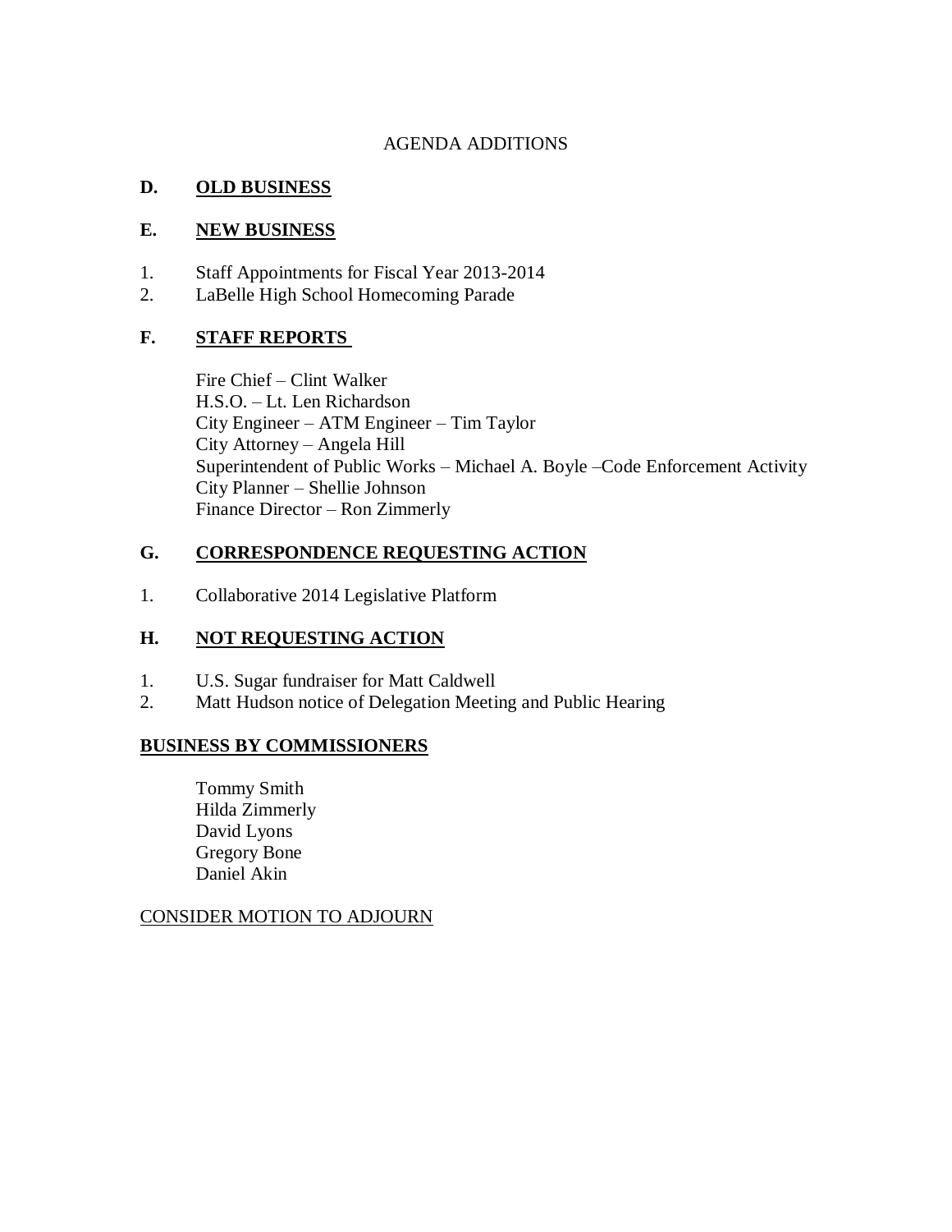AGENDA ADDITIONS

**D. OLD BUSINESS**

**E. NEW BUSINESS**

1. Staff Appointments for Fiscal Year 2013-2014
2. LaBelle High School Homecoming Parade

**F. STAFF REPORTS**

Fire Chief – Clint Walker
H.S.O. – Lt. Len Richardson
City Engineer – ATM Engineer – Tim Taylor
City Attorney – Angela Hill
Superintendent of Public Works – Michael A. Boyle –Code Enforcement Activity
City Planner – Shellie Johnson
Finance Director – Ron Zimmerly

**G. CORRESPONDENCE REQUESTING ACTION**

1. Collaborative 2014 Legislative Platform

**H. NOT REQUESTING ACTION**

1. U.S. Sugar fundraiser for Matt Caldwell
2. Matt Hudson notice of Delegation Meeting and Public Hearing

**BUSINESS BY COMMISSIONERS**

Tommy Smith
Hilda Zimmerly
David Lyons
Gregory Bone
Daniel Akin

CONSIDER MOTION TO ADJOURN